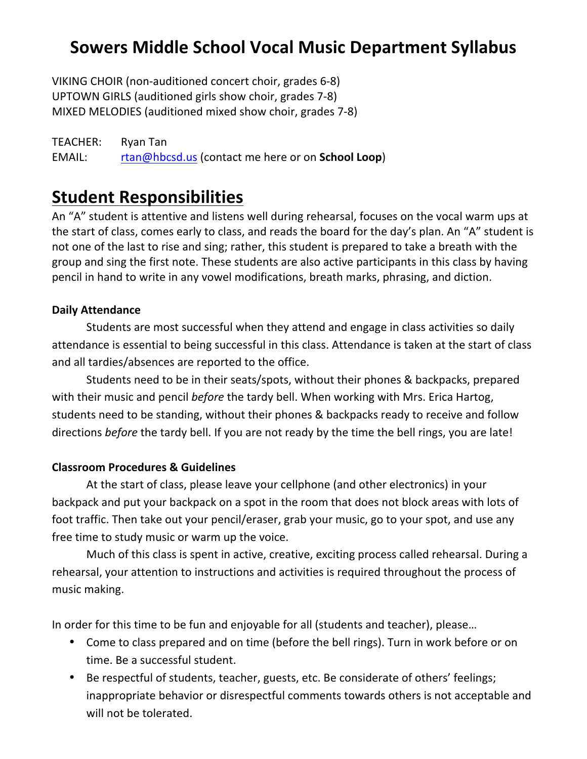# Sowers Middle School Vocal Music Department Syllabus

VIKING CHOIR (non-auditioned concert choir, grades 6-8)
UPTOWN GIRLS (auditioned girls show choir, grades 7-8)
MIXED MELODIES (auditioned mixed show choir, grades 7-8)

TEACHER: Ryan Tan
EMAIL: rtan@hbcsd.us (contact me here or on **School Loop**)

## Student Responsibilities

An "A" student is attentive and listens well during rehearsal, focuses on the vocal warm ups at the start of class, comes early to class, and reads the board for the day's plan. An "A" student is not one of the last to rise and sing; rather, this student is prepared to take a breath with the group and sing the first note. These students are also active participants in this class by having pencil in hand to write in any vowel modifications, breath marks, phrasing, and diction.

### Daily Attendance

Students are most successful when they attend and engage in class activities so daily attendance is essential to being successful in this class. Attendance is taken at the start of class and all tardies/absences are reported to the office.

Students need to be in their seats/spots, without their phones & backpacks, prepared with their music and pencil *before* the tardy bell. When working with Mrs. Erica Hartog, students need to be standing, without their phones & backpacks ready to receive and follow directions *before* the tardy bell. If you are not ready by the time the bell rings, you are late!

### Classroom Procedures & Guidelines

At the start of class, please leave your cellphone (and other electronics) in your backpack and put your backpack on a spot in the room that does not block areas with lots of foot traffic. Then take out your pencil/eraser, grab your music, go to your spot, and use any free time to study music or warm up the voice.

Much of this class is spent in active, creative, exciting process called rehearsal. During a rehearsal, your attention to instructions and activities is required throughout the process of music making.

In order for this time to be fun and enjoyable for all (students and teacher), please…

- Come to class prepared and on time (before the bell rings). Turn in work before or on time. Be a successful student.
- Be respectful of students, teacher, guests, etc. Be considerate of others' feelings; inappropriate behavior or disrespectful comments towards others is not acceptable and will not be tolerated.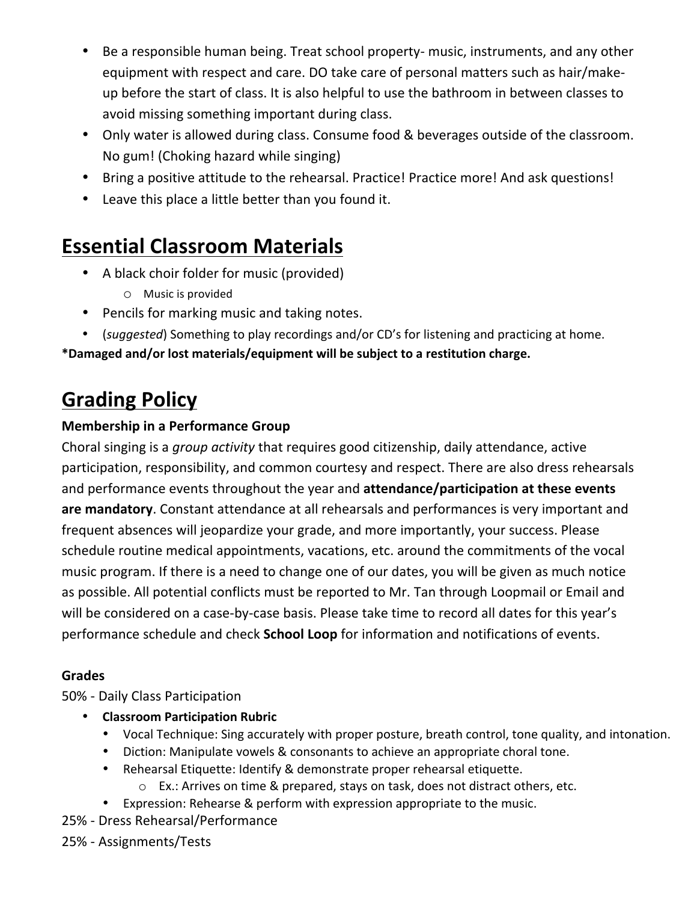- Be a responsible human being. Treat school property- music, instruments, and any other equipment with respect and care. DO take care of personal matters such as hair/make-up before the start of class. It is also helpful to use the bathroom in between classes to avoid missing something important during class.
- Only water is allowed during class. Consume food & beverages outside of the classroom. No gum! (Choking hazard while singing)
- Bring a positive attitude to the rehearsal. Practice! Practice more! And ask questions!
- Leave this place a little better than you found it.

## Essential Classroom Materials

- A black choir folder for music (provided)
  - Music is provided
- Pencils for marking music and taking notes.
- (*suggested*) Something to play recordings and/or CD's for listening and practicing at home.

**\*Damaged and/or lost materials/equipment will be subject to a restitution charge.**

## Grading Policy

**Membership in a Performance Group**

Choral singing is a *group activity* that requires good citizenship, daily attendance, active participation, responsibility, and common courtesy and respect. There are also dress rehearsals and performance events throughout the year and **attendance/participation at these events are mandatory**. Constant attendance at all rehearsals and performances is very important and frequent absences will jeopardize your grade, and more importantly, your success. Please schedule routine medical appointments, vacations, etc. around the commitments of the vocal music program. If there is a need to change one of our dates, you will be given as much notice as possible. All potential conflicts must be reported to Mr. Tan through Loopmail or Email and will be considered on a case-by-case basis. Please take time to record all dates for this year's performance schedule and check **School Loop** for information and notifications of events.

**Grades**

50% - Daily Class Participation

- **Classroom Participation Rubric**
  - Vocal Technique: Sing accurately with proper posture, breath control, tone quality, and intonation.
  - Diction: Manipulate vowels & consonants to achieve an appropriate choral tone.
  - Rehearsal Etiquette: Identify & demonstrate proper rehearsal etiquette.
    - Ex.: Arrives on time & prepared, stays on task, does not distract others, etc.
  - Expression: Rehearse & perform with expression appropriate to the music.

25% - Dress Rehearsal/Performance

25% - Assignments/Tests